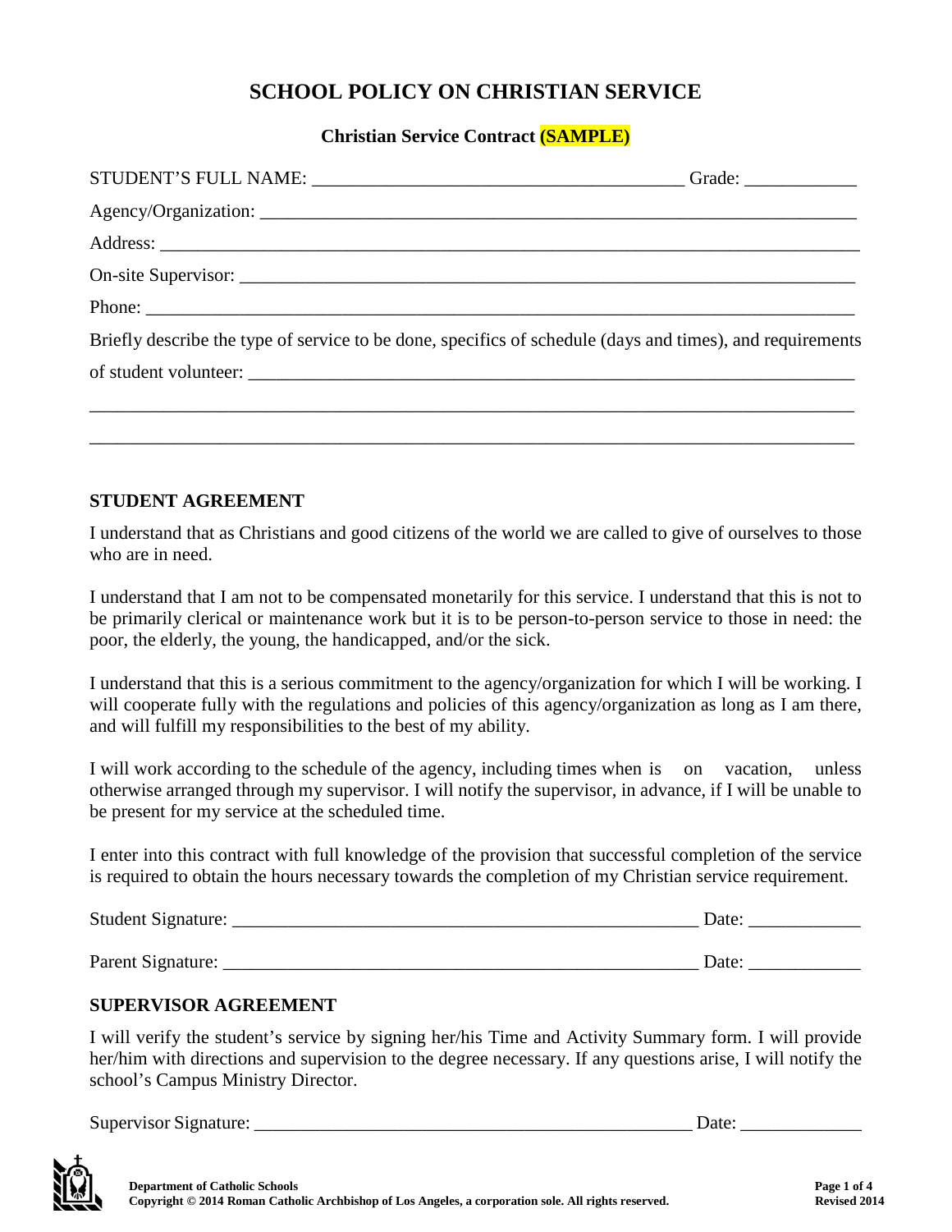# SCHOOL POLICY ON CHRISTIAN SERVICE

**Christian Service Contract (SAMPLE)**

STUDENT'S FULL NAME: ________________________________________ Grade: ____________

Agency/Organization: ________________________________________________________________

Address: ___________________________________________________________________________

On-site Supervisor: _________________________________________________________________

Phone: _____________________________________________________________________________

Briefly describe the type of service to be done, specifics of schedule (days and times), and requirements of student volunteer: ____________________________________________________________

_____________________________________________________________________________________

_____________________________________________________________________________________

## STUDENT AGREEMENT

I understand that as Christians and good citizens of the world we are called to give of ourselves to those who are in need.

I understand that I am not to be compensated monetarily for this service. I understand that this is not to be primarily clerical or maintenance work but it is to be person-to-person service to those in need: the poor, the elderly, the young, the handicapped, and/or the sick.

I understand that this is a serious commitment to the agency/organization for which I will be working. I will cooperate fully with the regulations and policies of this agency/organization as long as I am there, and will fulfill my responsibilities to the best of my ability.

I will work according to the schedule of the agency, including times when is on vacation, unless otherwise arranged through my supervisor. I will notify the supervisor, in advance, if I will be unable to be present for my service at the scheduled time.

I enter into this contract with full knowledge of the provision that successful completion of the service is required to obtain the hours necessary towards the completion of my Christian service requirement.

Student Signature: ____________________________________________________ Date: ____________

Parent Signature: _____________________________________________________ Date: ____________

## SUPERVISOR AGREEMENT

I will verify the student's service by signing her/his Time and Activity Summary form. I will provide her/him with directions and supervision to the degree necessary. If any questions arise, I will notify the school's Campus Ministry Director.

Supervisor Signature: _________________________________________________ Date: _____________

**Department of Catholic Schools**
**Copyright © 2014 Roman Catholic Archbishop of Los Angeles, a corporation sole. All rights reserved.**
**Revised 2014**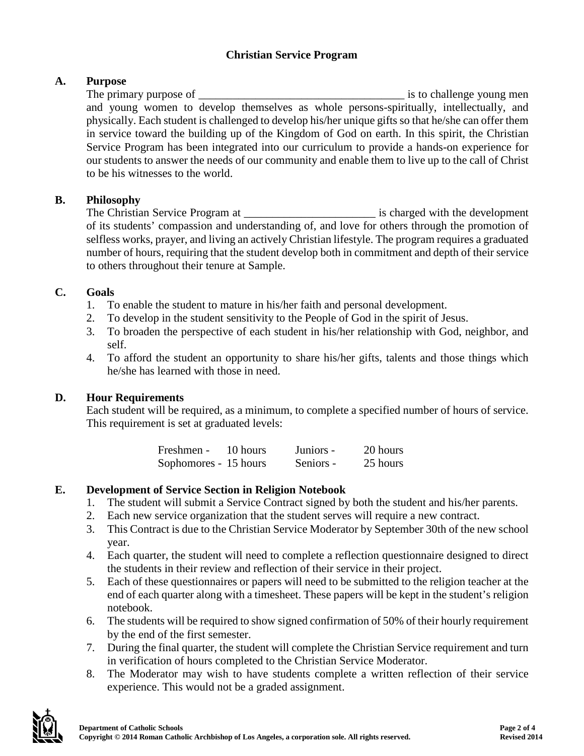# Christian Service Program

## A. Purpose

The primary purpose of ___________________________________ is to challenge young men and young women to develop themselves as whole persons-spiritually, intellectually, and physically. Each student is challenged to develop his/her unique gifts so that he/she can offer them in service toward the building up of the Kingdom of God on earth. In this spirit, the Christian Service Program has been integrated into our curriculum to provide a hands-on experience for our students to answer the needs of our community and enable them to live up to the call of Christ to be his witnesses to the world.

## B. Philosophy

The Christian Service Program at _______________________ is charged with the development of its students' compassion and understanding of, and love for others through the promotion of selfless works, prayer, and living an actively Christian lifestyle. The program requires a graduated number of hours, requiring that the student develop both in commitment and depth of their service to others throughout their tenure at Sample.

## C. Goals

1. To enable the student to mature in his/her faith and personal development.
2. To develop in the student sensitivity to the People of God in the spirit of Jesus.
3. To broaden the perspective of each student in his/her relationship with God, neighbor, and self.
4. To afford the student an opportunity to share his/her gifts, talents and those things which he/she has learned with those in need.

## D. Hour Requirements

Each student will be required, as a minimum, to complete a specified number of hours of service. This requirement is set at graduated levels:

| | | | |
|---|---|---|---|
| Freshmen - | 10 hours | Juniors - | 20 hours |
| Sophomores - | 15 hours | Seniors - | 25 hours |

## E. Development of Service Section in Religion Notebook

1. The student will submit a Service Contract signed by both the student and his/her parents.
2. Each new service organization that the student serves will require a new contract.
3. This Contract is due to the Christian Service Moderator by September 30th of the new school year.
4. Each quarter, the student will need to complete a reflection questionnaire designed to direct the students in their review and reflection of their service in their project.
5. Each of these questionnaires or papers will need to be submitted to the religion teacher at the end of each quarter along with a timesheet. These papers will be kept in the student's religion notebook.
6. The students will be required to show signed confirmation of 50% of their hourly requirement by the end of the first semester.
7. During the final quarter, the student will complete the Christian Service requirement and turn in verification of hours completed to the Christian Service Moderator.
8. The Moderator may wish to have students complete a written reflection of their service experience. This would not be a graded assignment.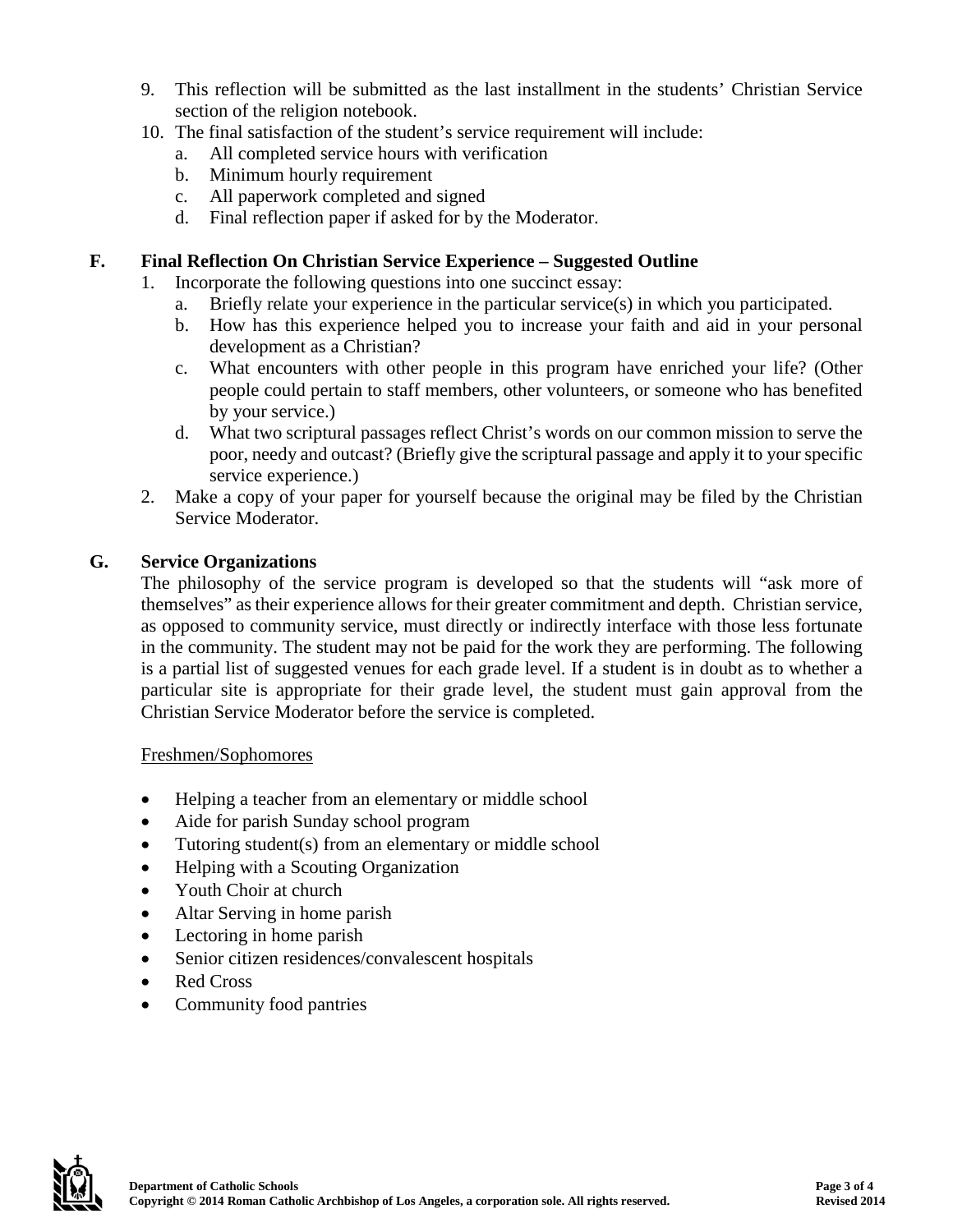9. This reflection will be submitted as the last installment in the students' Christian Service section of the religion notebook.
10. The final satisfaction of the student's service requirement will include:
    a. All completed service hours with verification
    b. Minimum hourly requirement
    c. All paperwork completed and signed
    d. Final reflection paper if asked for by the Moderator.

## F. Final Reflection On Christian Service Experience – Suggested Outline

1. Incorporate the following questions into one succinct essay:
    a. Briefly relate your experience in the particular service(s) in which you participated.
    b. How has this experience helped you to increase your faith and aid in your personal development as a Christian?
    c. What encounters with other people in this program have enriched your life? (Other people could pertain to staff members, other volunteers, or someone who has benefited by your service.)
    d. What two scriptural passages reflect Christ's words on our common mission to serve the poor, needy and outcast? (Briefly give the scriptural passage and apply it to your specific service experience.)
2. Make a copy of your paper for yourself because the original may be filed by the Christian Service Moderator.

## G. Service Organizations

The philosophy of the service program is developed so that the students will "ask more of themselves" as their experience allows for their greater commitment and depth. Christian service, as opposed to community service, must directly or indirectly interface with those less fortunate in the community. The student may not be paid for the work they are performing. The following is a partial list of suggested venues for each grade level. If a student is in doubt as to whether a particular site is appropriate for their grade level, the student must gain approval from the Christian Service Moderator before the service is completed.

<u>Freshmen/Sophomores</u>

- Helping a teacher from an elementary or middle school
- Aide for parish Sunday school program
- Tutoring student(s) from an elementary or middle school
- Helping with a Scouting Organization
- Youth Choir at church
- Altar Serving in home parish
- Lectoring in home parish
- Senior citizen residences/convalescent hospitals
- Red Cross
- Community food pantries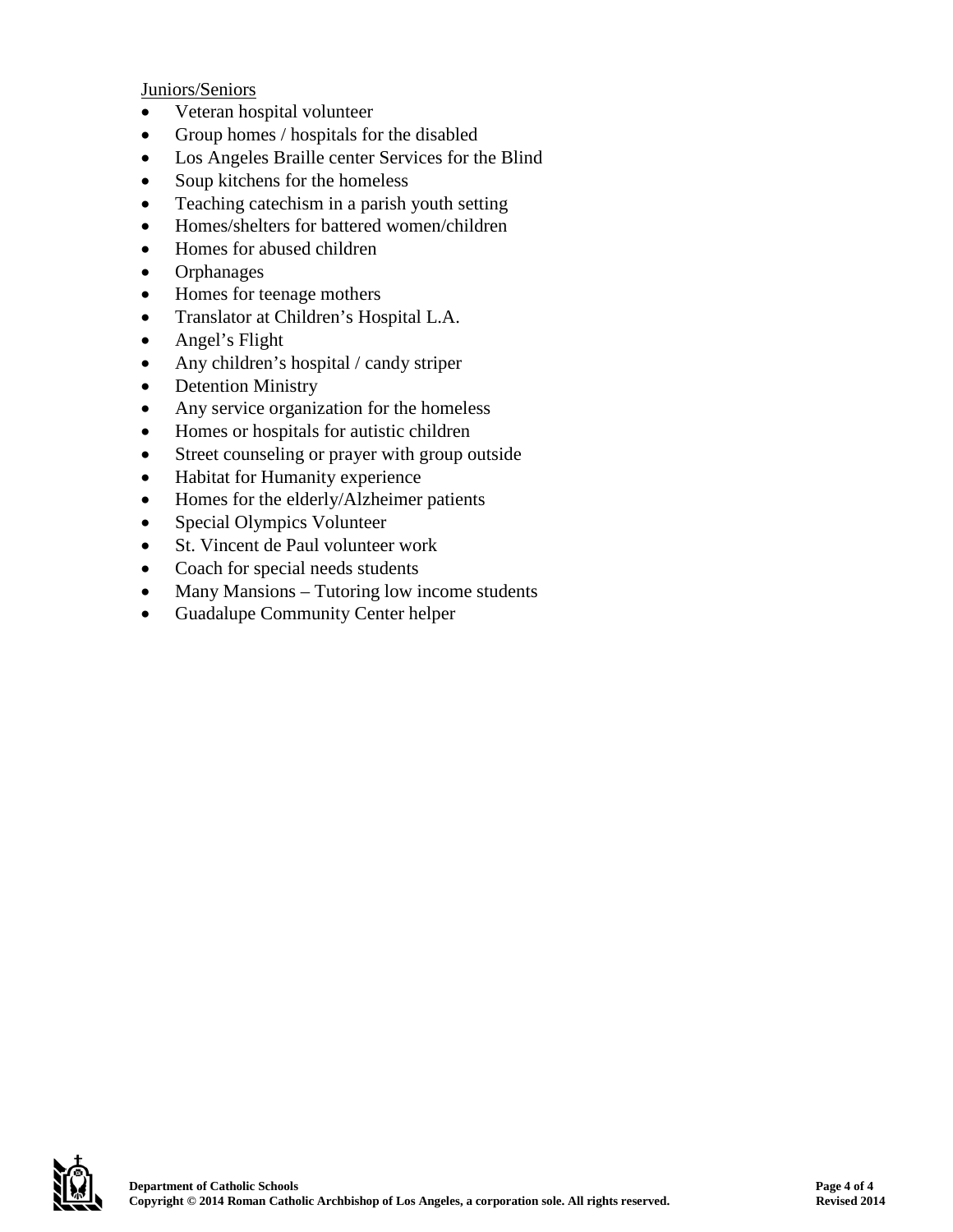Juniors/Seniors

- Veteran hospital volunteer
- Group homes / hospitals for the disabled
- Los Angeles Braille center Services for the Blind
- Soup kitchens for the homeless
- Teaching catechism in a parish youth setting
- Homes/shelters for battered women/children
- Homes for abused children
- Orphanages
- Homes for teenage mothers
- Translator at Children's Hospital L.A.
- Angel's Flight
- Any children's hospital / candy striper
- Detention Ministry
- Any service organization for the homeless
- Homes or hospitals for autistic children
- Street counseling or prayer with group outside
- Habitat for Humanity experience
- Homes for the elderly/Alzheimer patients
- Special Olympics Volunteer
- St. Vincent de Paul volunteer work
- Coach for special needs students
- Many Mansions – Tutoring low income students
- Guadalupe Community Center helper